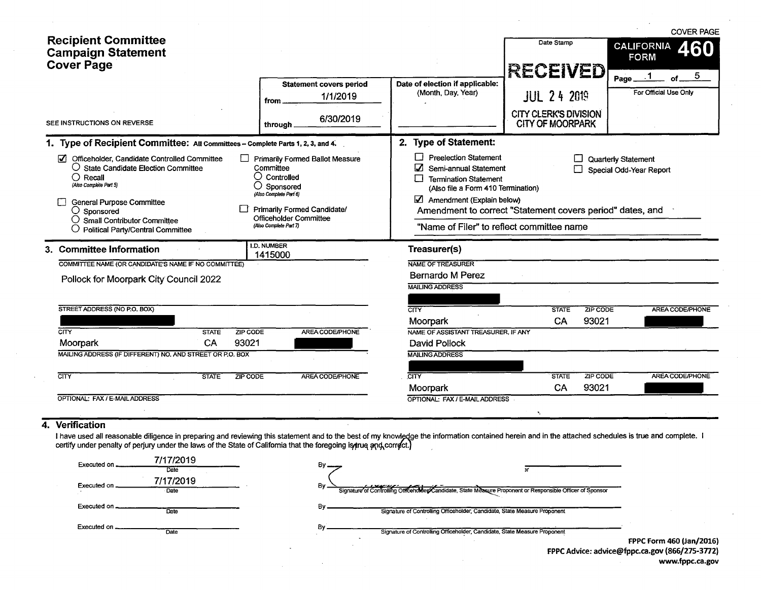COVER PAGE

# Recipient Committee Campaign Statement Cover Page

SEE INSTRUCTIONS ON REVERSE

**CALIFORNIA FORM 460**

Page 1 of 5

For Official Use Only

**Statement covers period**
from 1/1/2019
through 6/30/2019

**Date of election if applicable:** (Month, Day, Year)

Date Stamp
RECEIVED
JUL 24 2019
CITY CLERK'S DIVISION
CITY OF MOORPARK

## 1. Type of Recipient Committee: All Committees – Complete Parts 1, 2, 3, and 4.

- ☑ Officeholder, Candidate Controlled Committee
  - ○ State Candidate Election Committee
  - ○ Recall (Also Complete Part 5)
- ☐ General Purpose Committee
  - ○ Sponsored
  - ○ Small Contributor Committee
  - ○ Political Party/Central Committee
- ☐ Primarily Formed Ballot Measure Committee
  - ○ Controlled
  - ○ Sponsored (Also Complete Part 6)
- ☐ Primarily Formed Candidate/Officeholder Committee (Also Complete Part 7)

## 2. Type of Statement:

- ☐ Preelection Statement
- ☑ Semi-annual Statement
- ☐ Termination Statement (Also file a Form 410 Termination)
- ☑ Amendment (Explain below)
- ☐ Quarterly Statement
- ☐ Special Odd-Year Report

Amendment to correct "Statement covers period" dates, and "Name of Filer" to reflect committee name

## 3. Committee Information

I.D. NUMBER: 1415000

COMMITTEE NAME (OR CANDIDATE'S NAME IF NO COMMITTEE): Pollock for Moorpark City Council 2022

STREET ADDRESS (NO P.O. BOX): [redacted]

| CITY | STATE | ZIP CODE | AREA CODE/PHONE |
|---|---|---|---|
| Moorpark | CA | 93021 | [redacted] |

MAILING ADDRESS (IF DIFFERENT) NO. AND STREET OR P.O. BOX:

| CITY | STATE | ZIP CODE | AREA CODE/PHONE |
|---|---|---|---|
| | | | |

OPTIONAL: FAX / E-MAIL ADDRESS:

### Treasurer(s)

NAME OF TREASURER: Bernardo M Perez

MAILING ADDRESS: [redacted]

| CITY | STATE | ZIP CODE | AREA CODE/PHONE |
|---|---|---|---|
| Moorpark | CA | 93021 | [redacted] |

NAME OF ASSISTANT TREASURER, IF ANY: David Pollock

MAILING ADDRESS: [redacted]

| CITY | STATE | ZIP CODE | AREA CODE/PHONE |
|---|---|---|---|
| Moorpark | CA | 93021 | [redacted] |

OPTIONAL: FAX / E-MAIL ADDRESS:

## 4. Verification

I have used all reasonable diligence in preparing and reviewing this statement and to the best of my knowledge the information contained herein and in the attached schedules is true and complete. I certify under penalty of perjury under the laws of the State of California that the foregoing is true and correct.

Executed on 7/17/2019 (Date) By ________ Signature of Treasurer or Assistant Treasurer

Executed on 7/17/2019 (Date) By [signature] Signature of Controlling Officeholder, Candidate, State Measure Proponent or Responsible Officer of Sponsor

Executed on ________ (Date) By ________ Signature of Controlling Officeholder, Candidate, State Measure Proponent

Executed on ________ (Date) By ________ Signature of Controlling Officeholder, Candidate, State Measure Proponent

FPPC Form 460 (Jan/2016)
FPPC Advice: advice@fppc.ca.gov (866/275-3772)
www.fppc.ca.gov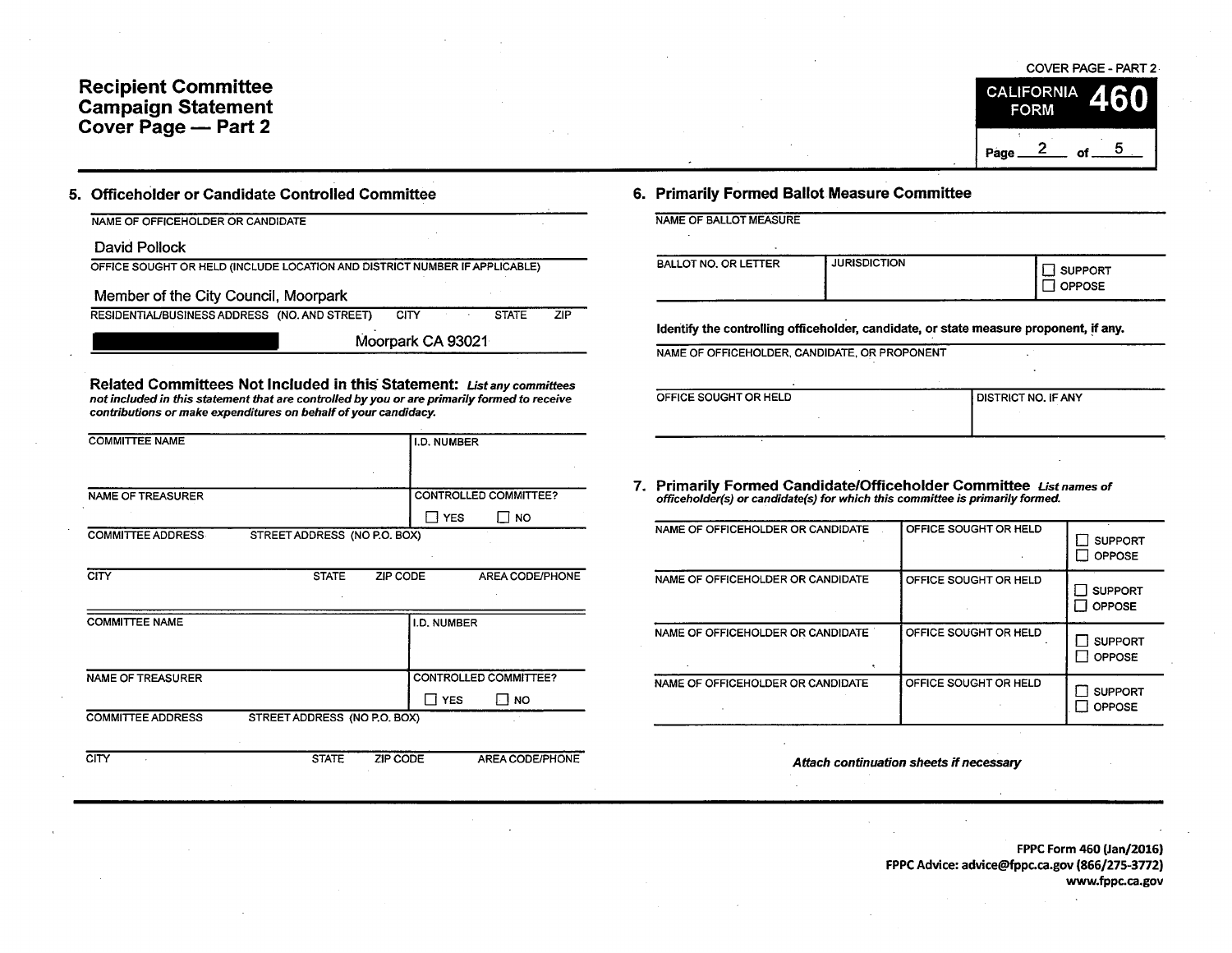# Recipient Committee Campaign Statement Cover Page — Part 2

COVER PAGE - PART 2

CALIFORNIA FORM **460**

Page 2 of 5

## 5. Officeholder or Candidate Controlled Committee

| NAME OF OFFICEHOLDER OR CANDIDATE |
|---|
| David Pollock |

| OFFICE SOUGHT OR HELD (INCLUDE LOCATION AND DISTRICT NUMBER IF APPLICABLE) |
|---|
| Member of the City Council, Moorpark |

| RESIDENTIAL/BUSINESS ADDRESS (NO. AND STREET) | CITY | STATE | ZIP |
|---|---|---|---|
| [REDACTED] | Moorpark | CA | 93021 |

### Related Committees Not Included in this Statement:

*List any committees not included in this statement that are controlled by you or are primarily formed to receive contributions or make expenditures on behalf of your candidacy.*

| COMMITTEE NAME | | I.D. NUMBER | |
|---|---|---|---|
| NAME OF TREASURER | | CONTROLLED COMMITTEE? ☐ YES ☐ NO | |
| COMMITTEE ADDRESS | STREET ADDRESS (NO P.O. BOX) | | |
| CITY | STATE | ZIP CODE | AREA CODE/PHONE |

| COMMITTEE NAME | | I.D. NUMBER | |
|---|---|---|---|
| NAME OF TREASURER | | CONTROLLED COMMITTEE? ☐ YES ☐ NO | |
| COMMITTEE ADDRESS | STREET ADDRESS (NO P.O. BOX) | | |
| CITY | STATE | ZIP CODE | AREA CODE/PHONE |

## 6. Primarily Formed Ballot Measure Committee

| NAME OF BALLOT MEASURE | | |
|---|---|---|
| BALLOT NO. OR LETTER | JURISDICTION | ☐ SUPPORT ☐ OPPOSE |

**Identify the controlling officeholder, candidate, or state measure proponent, if any.**

| NAME OF OFFICEHOLDER, CANDIDATE, OR PROPONENT | |
|---|---|
| OFFICE SOUGHT OR HELD | DISTRICT NO. IF ANY |

## 7. Primarily Formed Candidate/Officeholder Committee

*List names of officeholder(s) or candidate(s) for which this committee is primarily formed.*

| NAME OF OFFICEHOLDER OR CANDIDATE | OFFICE SOUGHT OR HELD | ☐ SUPPORT ☐ OPPOSE |
|---|---|---|
| NAME OF OFFICEHOLDER OR CANDIDATE | OFFICE SOUGHT OR HELD | ☐ SUPPORT ☐ OPPOSE |
| NAME OF OFFICEHOLDER OR CANDIDATE | OFFICE SOUGHT OR HELD | ☐ SUPPORT ☐ OPPOSE |
| NAME OF OFFICEHOLDER OR CANDIDATE | OFFICE SOUGHT OR HELD | ☐ SUPPORT ☐ OPPOSE |

*Attach continuation sheets if necessary*

**FPPC Form 460 (Jan/2016)**
**FPPC Advice: advice@fppc.ca.gov (866/275-3772)**
**www.fppc.ca.gov**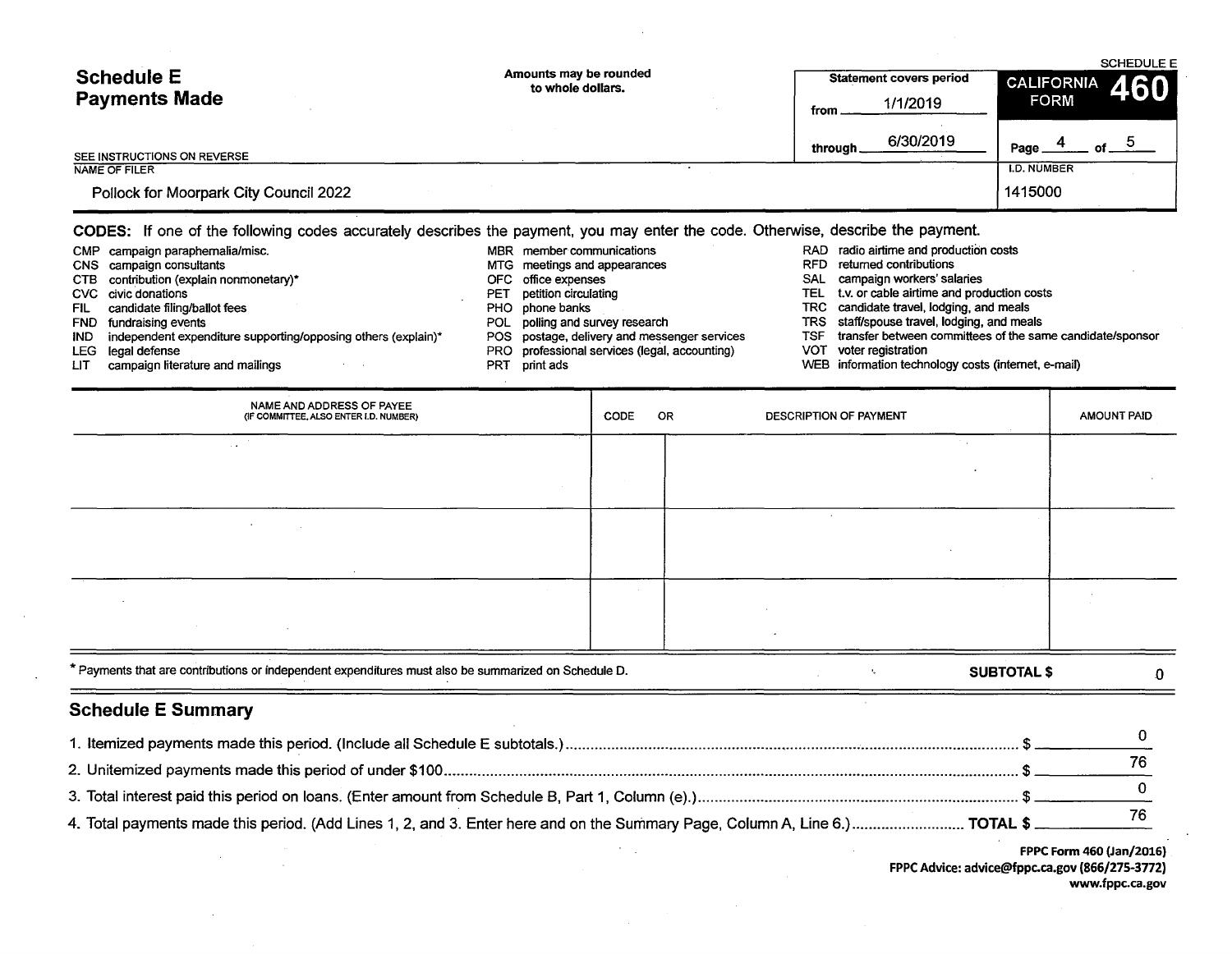# Schedule E
## Payments Made

Amounts may be rounded to whole dollars.

SEE INSTRUCTIONS ON REVERSE

| Statement covers period | |
|---|---|
| from | 1/1/2019 |
| through | 6/30/2019 |

SCHEDULE E
**CALIFORNIA FORM 460**

Page 4 of 5

NAME OF FILER: Pollock for Moorpark City Council 2022

I.D. NUMBER: 1415000

**CODES:** If one of the following codes accurately describes the payment, you may enter the code. Otherwise, describe the payment.

- CMP campaign paraphernalia/misc.
- CNS campaign consultants
- CTB contribution (explain nonmonetary)*
- CVC civic donations
- FIL candidate filing/ballot fees
- FND fundraising events
- IND independent expenditure supporting/opposing others (explain)*
- LEG legal defense
- LIT campaign literature and mailings
- MBR member communications
- MTG meetings and appearances
- OFC office expenses
- PET petition circulating
- PHO phone banks
- POL polling and survey research
- POS postage, delivery and messenger services
- PRO professional services (legal, accounting)
- PRT print ads
- RAD radio airtime and production costs
- RFD returned contributions
- SAL campaign workers' salaries
- TEL t.v. or cable airtime and production costs
- TRC candidate travel, lodging, and meals
- TRS staff/spouse travel, lodging, and meals
- TSF transfer between committees of the same candidate/sponsor
- VOT voter registration
- WEB information technology costs (internet, e-mail)

| NAME AND ADDRESS OF PAYEE (IF COMMITTEE, ALSO ENTER I.D. NUMBER) | CODE | OR DESCRIPTION OF PAYMENT | AMOUNT PAID |
|---|---|---|---|
| | | | |
| | | | |
| | | | |

\* Payments that are contributions or independent expenditures must also be summarized on Schedule D.

**SUBTOTAL $** 0

## Schedule E Summary

1. Itemized payments made this period. (Include all Schedule E subtotals.) $ 0
2. Unitemized payments made this period of under $100 $ 76
3. Total interest paid this period on loans. (Enter amount from Schedule B, Part 1, Column (e).) $ 0
4. Total payments made this period. (Add Lines 1, 2, and 3. Enter here and on the Summary Page, Column A, Line 6.) **TOTAL $** 76

**FPPC Form 460 (Jan/2016)**
**FPPC Advice: advice@fppc.ca.gov (866/275-3772)**
**www.fppc.ca.gov**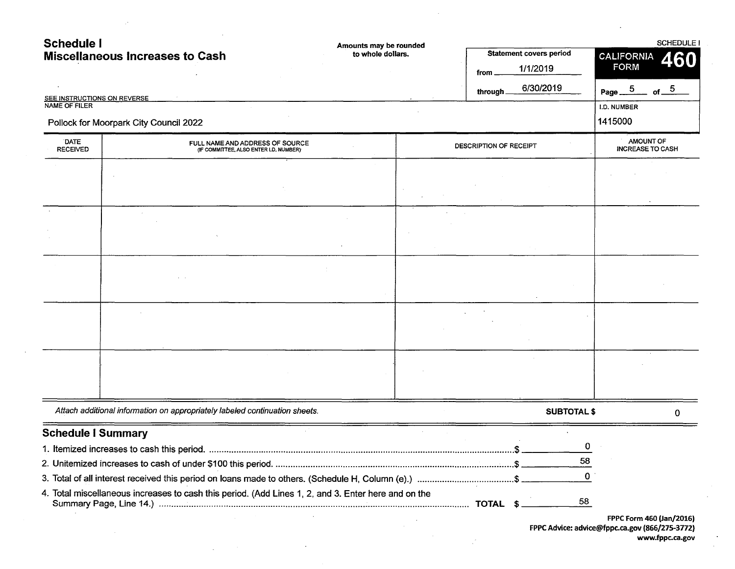## Schedule I
## Miscellaneous Increases to Cash

Amounts may be rounded to whole dollars.

SCHEDULE I

| | |
|---|---|
| Statement covers period | |
| from | 1/1/2019 |
| through | 6/30/2019 |

CALIFORNIA FORM **460**

Page 5 of 5

SEE INSTRUCTIONS ON REVERSE

NAME OF FILER

Pollock for Moorpark City Council 2022

I.D. NUMBER

1415000

| DATE RECEIVED | FULL NAME AND ADDRESS OF SOURCE (IF COMMITTEE, ALSO ENTER I.D. NUMBER) | DESCRIPTION OF RECEIPT | AMOUNT OF INCREASE TO CASH |
|---|---|---|---|
| | | | |
| | | | |
| | | | |
| | | | |
| | | | |

*Attach additional information on appropriately labeled continuation sheets.*

**SUBTOTAL $** 0

### Schedule I Summary

1. Itemized increases to cash this period. ........ $ 0
2. Unitemized increases to cash of under $100 this period. ........ $ 58
3. Total of all interest received this period on loans made to others. (Schedule H, Column (e).) ........ $ 0
4. Total miscellaneous increases to cash this period. (Add Lines 1, 2, and 3. Enter here and on the Summary Page, Line 14.) ........ **TOTAL** $ 58

**FPPC Form 460 (Jan/2016)**
**FPPC Advice: advice@fppc.ca.gov (866/275-3772)**
**www.fppc.ca.gov**